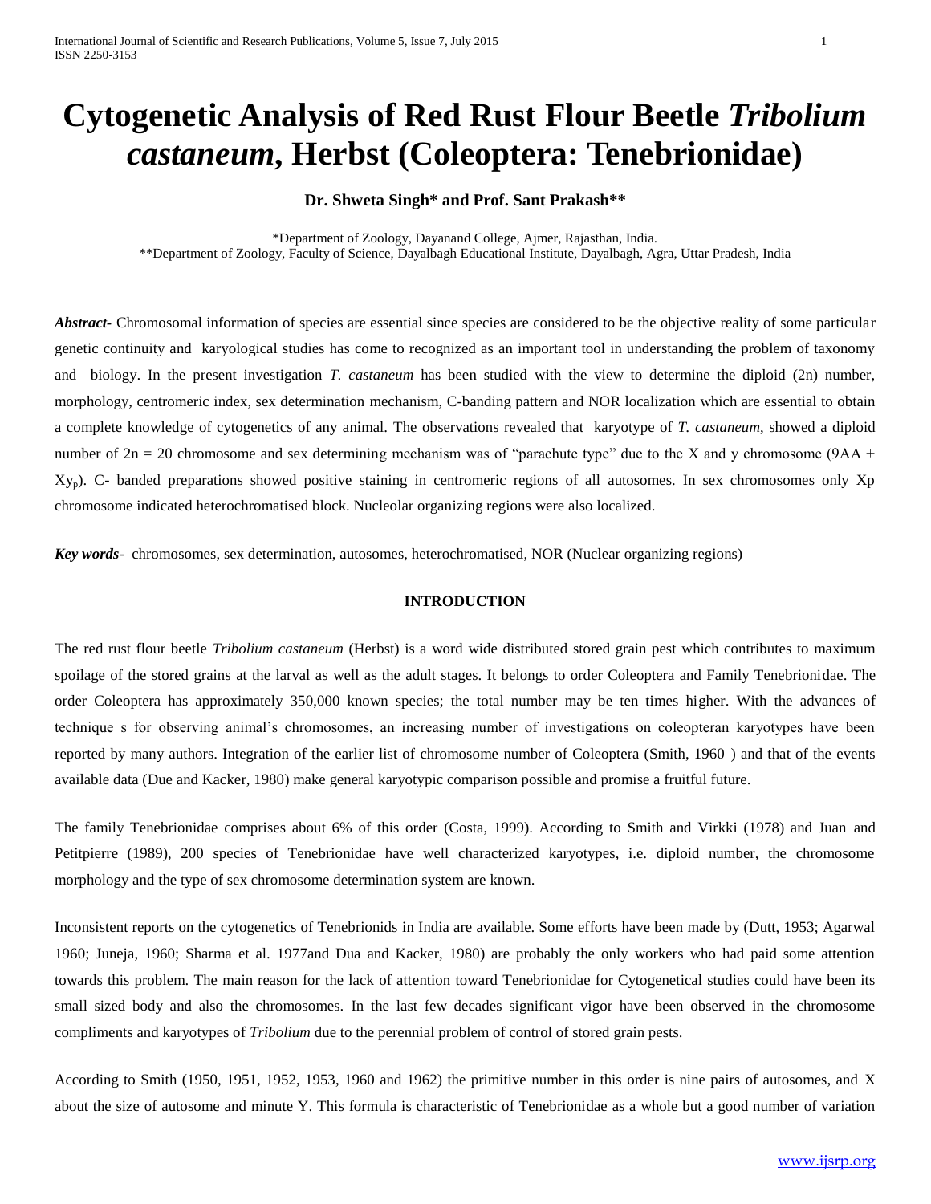# Cytogenetic Analysis of Red Rust Flour Beetle *Tribolium castaneum*, Herbst (Coleoptera: Tenebrionidae)

**Dr. Shweta Singh\* and Prof. Sant Prakash\*\***

\*Department of Zoology, Dayanand College, Ajmer, Rajasthan, India.
\*\*Department of Zoology, Faculty of Science, Dayalbagh Educational Institute, Dayalbagh, Agra, Uttar Pradesh, India

***Abstract-*** Chromosomal information of species are essential since species are considered to be the objective reality of some particular genetic continuity and karyological studies has come to recognized as an important tool in understanding the problem of taxonomy and biology. In the present investigation *T. castaneum* has been studied with the view to determine the diploid (2n) number, morphology, centromeric index, sex determination mechanism, C-banding pattern and NOR localization which are essential to obtain a complete knowledge of cytogenetics of any animal. The observations revealed that karyotype of *T. castaneum*, showed a diploid number of 2n = 20 chromosome and sex determining mechanism was of "parachute type" due to the X and y chromosome (9AA + $Xy_p$). C- banded preparations showed positive staining in centromeric regions of all autosomes. In sex chromosomes only Xp chromosome indicated heterochromatised block. Nucleolar organizing regions were also localized.

***Key words***- chromosomes, sex determination, autosomes, heterochromatised, NOR (Nuclear organizing regions)

## INTRODUCTION

The red rust flour beetle *Tribolium castaneum* (Herbst) is a word wide distributed stored grain pest which contributes to maximum spoilage of the stored grains at the larval as well as the adult stages. It belongs to order Coleoptera and Family Tenebrionidae. The order Coleoptera has approximately 350,000 known species; the total number may be ten times higher. With the advances of technique s for observing animal's chromosomes, an increasing number of investigations on coleopteran karyotypes have been reported by many authors. Integration of the earlier list of chromosome number of Coleoptera (Smith, 1960 ) and that of the events available data (Due and Kacker, 1980) make general karyotypic comparison possible and promise a fruitful future.

The family Tenebrionidae comprises about 6% of this order (Costa, 1999). According to Smith and Virkki (1978) and Juan and Petitpierre (1989), 200 species of Tenebrionidae have well characterized karyotypes, i.e. diploid number, the chromosome morphology and the type of sex chromosome determination system are known.

Inconsistent reports on the cytogenetics of Tenebrionids in India are available. Some efforts have been made by (Dutt, 1953; Agarwal 1960; Juneja, 1960; Sharma et al. 1977and Dua and Kacker, 1980) are probably the only workers who had paid some attention towards this problem. The main reason for the lack of attention toward Tenebrionidae for Cytogenetical studies could have been its small sized body and also the chromosomes. In the last few decades significant vigor have been observed in the chromosome compliments and karyotypes of *Tribolium* due to the perennial problem of control of stored grain pests.

According to Smith (1950, 1951, 1952, 1953, 1960 and 1962) the primitive number in this order is nine pairs of autosomes, and X about the size of autosome and minute Y. This formula is characteristic of Tenebrionidae as a whole but a good number of variation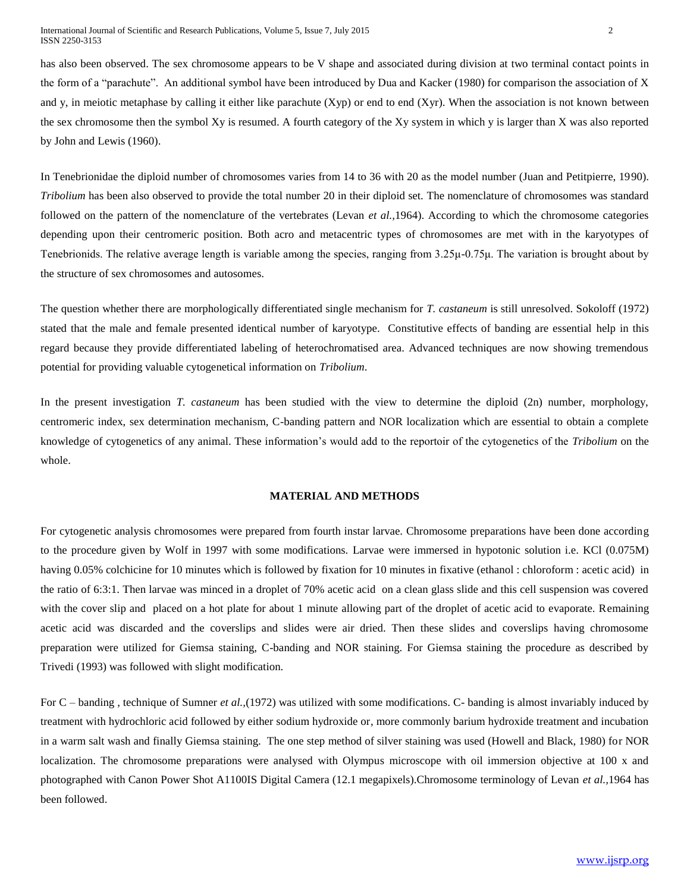has also been observed. The sex chromosome appears to be V shape and associated during division at two terminal contact points in the form of a "parachute". An additional symbol have been introduced by Dua and Kacker (1980) for comparison the association of X and y, in meiotic metaphase by calling it either like parachute (Xyp) or end to end (Xyr). When the association is not known between the sex chromosome then the symbol Xy is resumed. A fourth category of the Xy system in which y is larger than X was also reported by John and Lewis (1960).

In Tenebrionidae the diploid number of chromosomes varies from 14 to 36 with 20 as the model number (Juan and Petitpierre, 1990). *Tribolium* has been also observed to provide the total number 20 in their diploid set. The nomenclature of chromosomes was standard followed on the pattern of the nomenclature of the vertebrates (Levan *et al.*,1964). According to which the chromosome categories depending upon their centromeric position. Both acro and metacentric types of chromosomes are met with in the karyotypes of Tenebrionids. The relative average length is variable among the species, ranging from 3.25μ-0.75μ. The variation is brought about by the structure of sex chromosomes and autosomes.

The question whether there are morphologically differentiated single mechanism for *T. castaneum* is still unresolved. Sokoloff (1972) stated that the male and female presented identical number of karyotype. Constitutive effects of banding are essential help in this regard because they provide differentiated labeling of heterochromatised area. Advanced techniques are now showing tremendous potential for providing valuable cytogenetical information on *Tribolium*.

In the present investigation *T. castaneum* has been studied with the view to determine the diploid (2n) number, morphology, centromeric index, sex determination mechanism, C-banding pattern and NOR localization which are essential to obtain a complete knowledge of cytogenetics of any animal. These information's would add to the reportoir of the cytogenetics of the *Tribolium* on the whole.

## MATERIAL AND METHODS

For cytogenetic analysis chromosomes were prepared from fourth instar larvae. Chromosome preparations have been done according to the procedure given by Wolf in 1997 with some modifications. Larvae were immersed in hypotonic solution i.e. KCl (0.075M) having 0.05% colchicine for 10 minutes which is followed by fixation for 10 minutes in fixative (ethanol : chloroform : acetic acid) in the ratio of 6:3:1. Then larvae was minced in a droplet of 70% acetic acid on a clean glass slide and this cell suspension was covered with the cover slip and placed on a hot plate for about 1 minute allowing part of the droplet of acetic acid to evaporate. Remaining acetic acid was discarded and the coverslips and slides were air dried. Then these slides and coverslips having chromosome preparation were utilized for Giemsa staining, C-banding and NOR staining. For Giemsa staining the procedure as described by Trivedi (1993) was followed with slight modification.

For C – banding , technique of Sumner *et al.*,(1972) was utilized with some modifications. C- banding is almost invariably induced by treatment with hydrochloric acid followed by either sodium hydroxide or, more commonly barium hydroxide treatment and incubation in a warm salt wash and finally Giemsa staining. The one step method of silver staining was used (Howell and Black, 1980) for NOR localization. The chromosome preparations were analysed with Olympus microscope with oil immersion objective at 100 x and photographed with Canon Power Shot A1100IS Digital Camera (12.1 megapixels).Chromosome terminology of Levan *et al.*,1964 has been followed.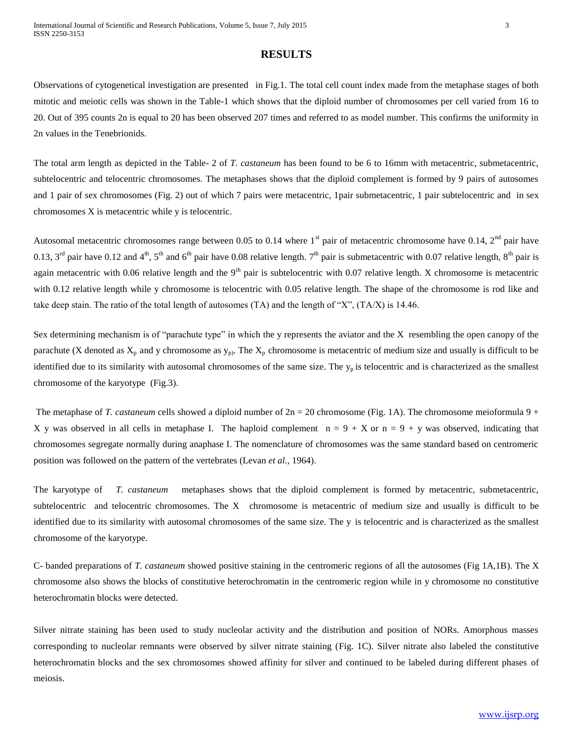## RESULTS

Observations of cytogenetical investigation are presented in Fig.1. The total cell count index made from the metaphase stages of both mitotic and meiotic cells was shown in the Table-1 which shows that the diploid number of chromosomes per cell varied from 16 to 20. Out of 395 counts 2n is equal to 20 has been observed 207 times and referred to as model number. This confirms the uniformity in 2n values in the Tenebrionids.

The total arm length as depicted in the Table- 2 of *T. castaneum* has been found to be 6 to 16mm with metacentric, submetacentric, subtelocentric and telocentric chromosomes. The metaphases shows that the diploid complement is formed by 9 pairs of autosomes and 1 pair of sex chromosomes (Fig. 2) out of which 7 pairs were metacentric, 1pair submetacentric, 1 pair subtelocentric and in sex chromosomes X is metacentric while y is telocentric.

Autosomal metacentric chromosomes range between 0.05 to 0.14 where 1$^{st}$ pair of metacentric chromosome have 0.14, 2$^{nd}$ pair have 0.13, 3$^{rd}$ pair have 0.12 and 4$^{th}$, 5$^{th}$ and 6$^{th}$ pair have 0.08 relative length. 7$^{th}$ pair is submetacentric with 0.07 relative length, 8$^{th}$ pair is again metacentric with 0.06 relative length and the 9$^{th}$ pair is subtelocentric with 0.07 relative length. X chromosome is metacentric with 0.12 relative length while y chromosome is telocentric with 0.05 relative length. The shape of the chromosome is rod like and take deep stain. The ratio of the total length of autosomes (TA) and the length of "X", (TA/X) is 14.46.

Sex determining mechanism is of "parachute type" in which the y represents the aviator and the X resembling the open canopy of the parachute (X denoted as $X_p$ and y chromosome as $y_p$). The $X_p$ chromosome is metacentric of medium size and usually is difficult to be identified due to its similarity with autosomal chromosomes of the same size. The $y_p$ is telocentric and is characterized as the smallest chromosome of the karyotype (Fig.3).

The metaphase of *T. castaneum* cells showed a diploid number of 2n = 20 chromosome (Fig. 1A). The chromosome meioformula 9 + X y was observed in all cells in metaphase I. The haploid complement n = 9 + X or n = 9 + y was observed, indicating that chromosomes segregate normally during anaphase I. The nomenclature of chromosomes was the same standard based on centromeric position was followed on the pattern of the vertebrates (Levan *et al.,* 1964).

The karyotype of *T. castaneum* metaphases shows that the diploid complement is formed by metacentric, submetacentric, subtelocentric and telocentric chromosomes. The X chromosome is metacentric of medium size and usually is difficult to be identified due to its similarity with autosomal chromosomes of the same size. The y is telocentric and is characterized as the smallest chromosome of the karyotype.

C- banded preparations of *T. castaneum* showed positive staining in the centromeric regions of all the autosomes (Fig 1A,1B). The X chromosome also shows the blocks of constitutive heterochromatin in the centromeric region while in y chromosome no constitutive heterochromatin blocks were detected.

Silver nitrate staining has been used to study nucleolar activity and the distribution and position of NORs. Amorphous masses corresponding to nucleolar remnants were observed by silver nitrate staining (Fig. 1C). Silver nitrate also labeled the constitutive heterochromatin blocks and the sex chromosomes showed affinity for silver and continued to be labeled during different phases of meiosis.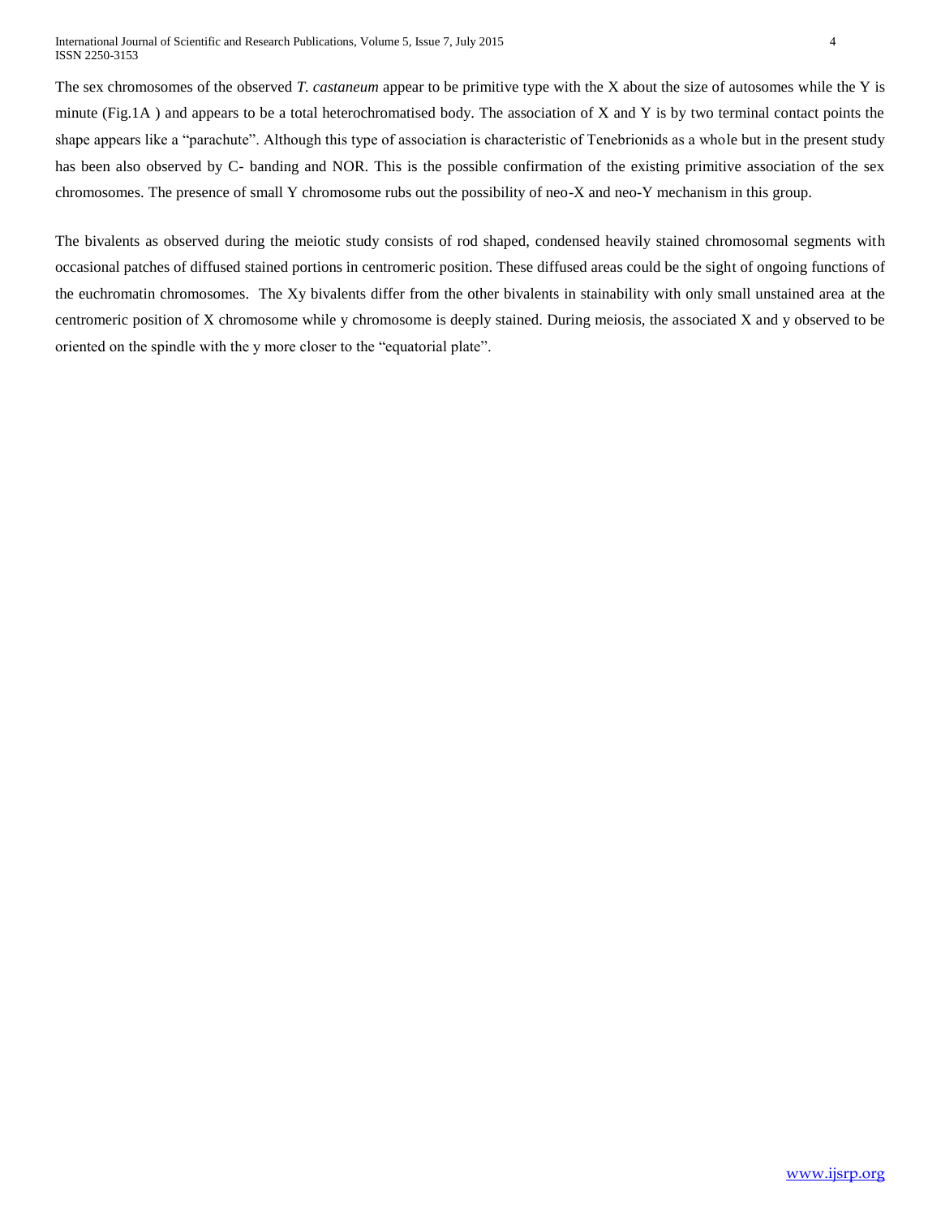The sex chromosomes of the observed *T. castaneum* appear to be primitive type with the X about the size of autosomes while the Y is minute (Fig.1A ) and appears to be a total heterochromatised body. The association of X and Y is by two terminal contact points the shape appears like a "parachute". Although this type of association is characteristic of Tenebrionids as a whole but in the present study has been also observed by C- banding and NOR. This is the possible confirmation of the existing primitive association of the sex chromosomes. The presence of small Y chromosome rubs out the possibility of neo-X and neo-Y mechanism in this group.

The bivalents as observed during the meiotic study consists of rod shaped, condensed heavily stained chromosomal segments with occasional patches of diffused stained portions in centromeric position. These diffused areas could be the sight of ongoing functions of the euchromatin chromosomes. The Xy bivalents differ from the other bivalents in stainability with only small unstained area at the centromeric position of X chromosome while y chromosome is deeply stained. During meiosis, the associated X and y observed to be oriented on the spindle with the y more closer to the "equatorial plate".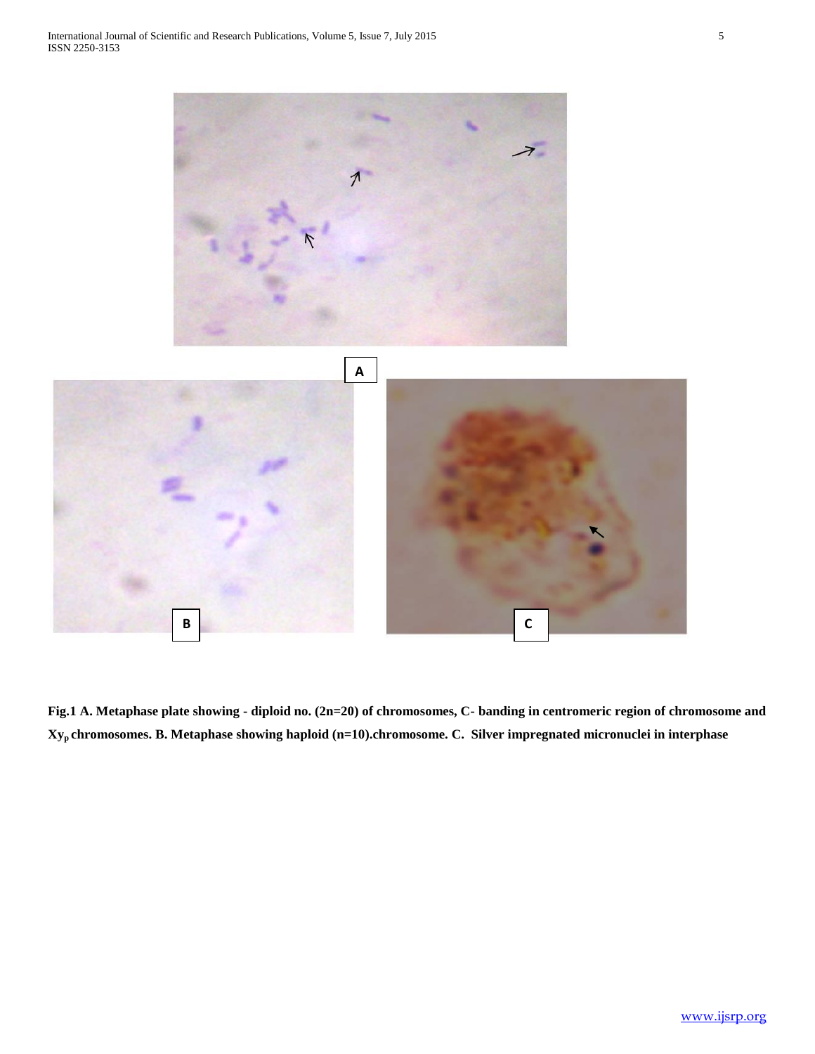**Fig.1 A. Metaphase plate showing - diploid no. (2n=20) of chromosomes, C- banding in centromeric region of chromosome and $Xy_p$ chromosomes. B. Metaphase showing haploid (n=10).chromosome. C. Silver impregnated micronuclei in interphase**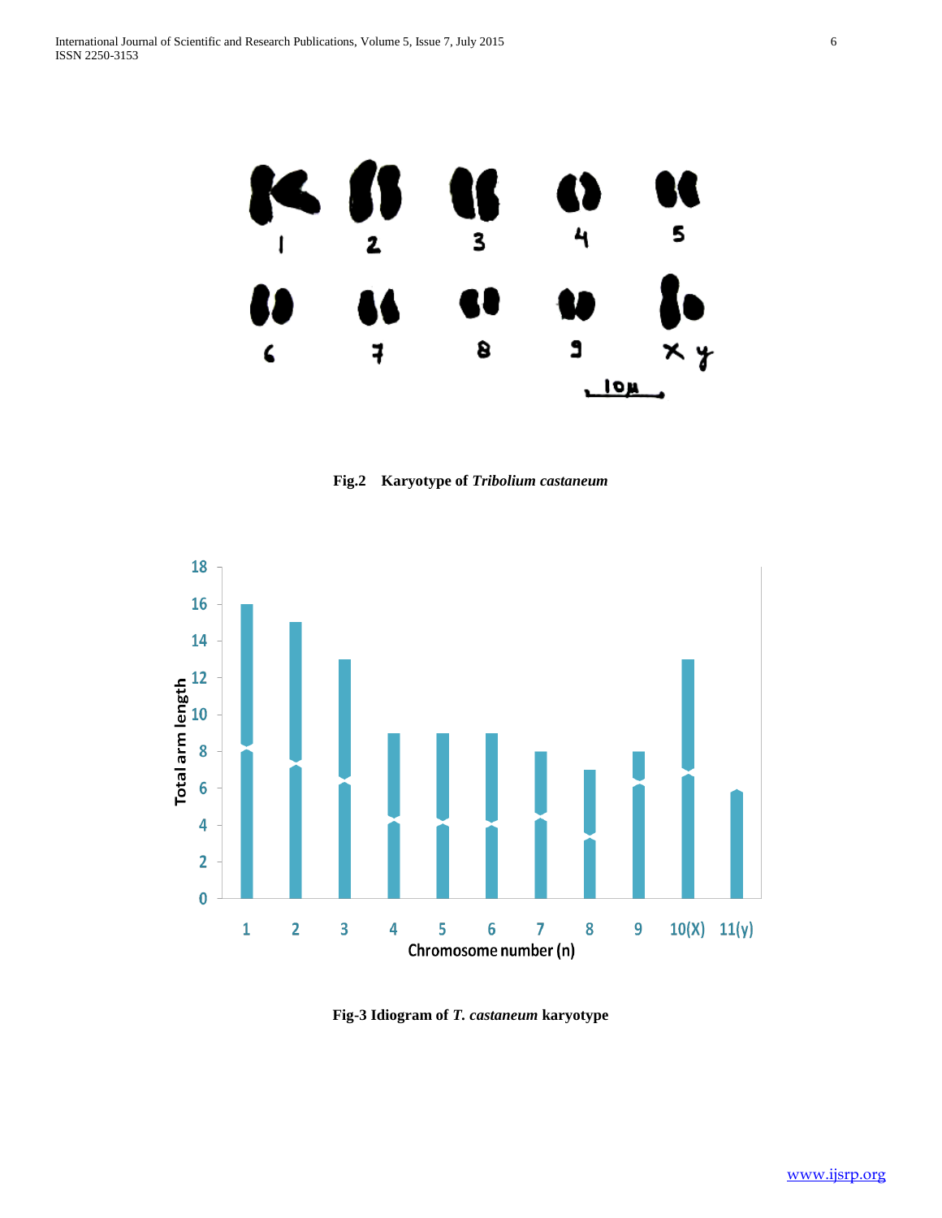Fig.2 Karyotype of *Tribolium castaneum*

Fig-3 Idiogram of *T. castaneum* karyotype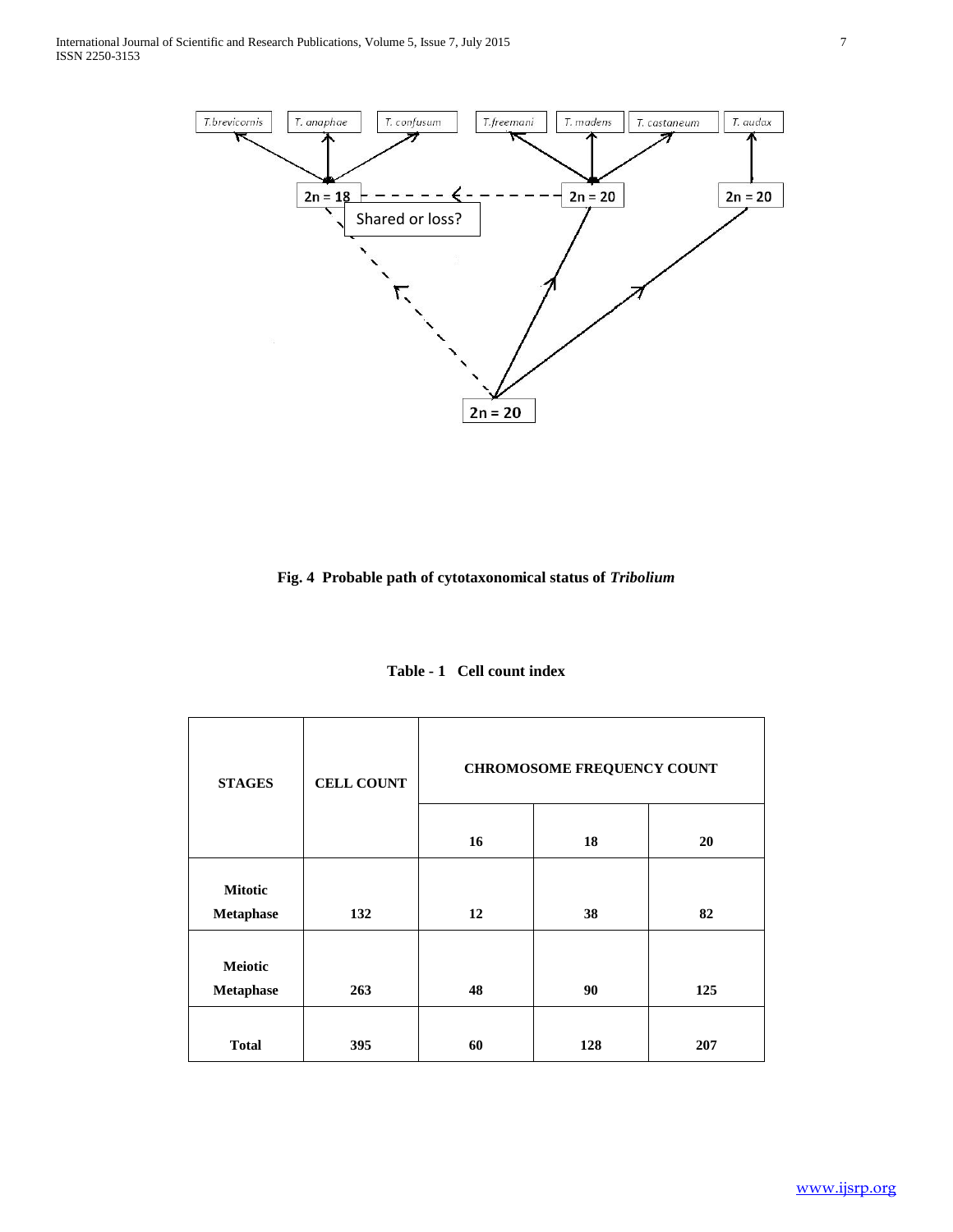T.brevicornis | T. anaphae | T. confusum | T.freemani | T. madens | T. castaneum | T. audax

2n = 18 | 2n = 20 | 2n = 20

Shared or loss?

2n = 20

**Fig. 4 Probable path of cytotaxonomical status of *Tribolium***

**Table - 1 Cell count index**

| STAGES | CELL COUNT | CHROMOSOME FREQUENCY COUNT | | |
|---|---|---|---|---|
| | | 16 | 18 | 20 |
| Mitotic Metaphase | 132 | 12 | 38 | 82 |
| Meiotic Metaphase | 263 | 48 | 90 | 125 |
| Total | 395 | 60 | 128 | 207 |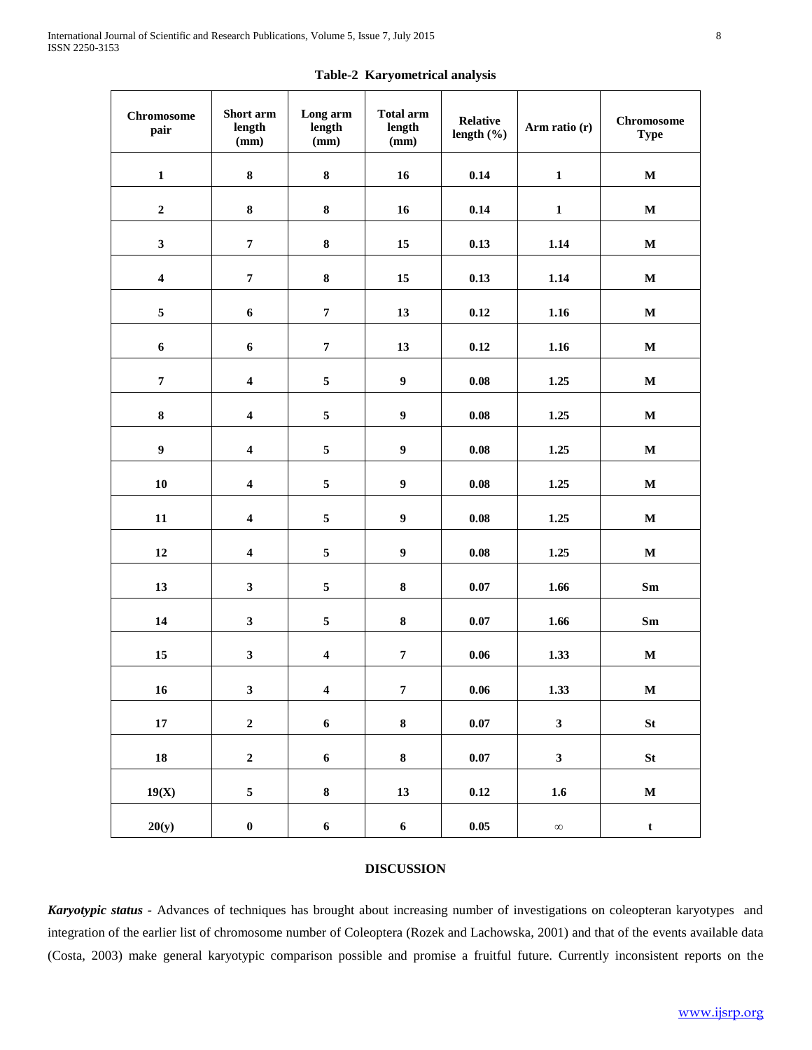**Table-2 Karyometrical analysis**

| Chromosome pair | Short arm length (mm) | Long arm length (mm) | Total arm length (mm) | Relative length (%) | Arm ratio (r) | Chromosome Type |
|---|---|---|---|---|---|---|
| 1 | 8 | 8 | 16 | 0.14 | 1 | M |
| 2 | 8 | 8 | 16 | 0.14 | 1 | M |
| 3 | 7 | 8 | 15 | 0.13 | 1.14 | M |
| 4 | 7 | 8 | 15 | 0.13 | 1.14 | M |
| 5 | 6 | 7 | 13 | 0.12 | 1.16 | M |
| 6 | 6 | 7 | 13 | 0.12 | 1.16 | M |
| 7 | 4 | 5 | 9 | 0.08 | 1.25 | M |
| 8 | 4 | 5 | 9 | 0.08 | 1.25 | M |
| 9 | 4 | 5 | 9 | 0.08 | 1.25 | M |
| 10 | 4 | 5 | 9 | 0.08 | 1.25 | M |
| 11 | 4 | 5 | 9 | 0.08 | 1.25 | M |
| 12 | 4 | 5 | 9 | 0.08 | 1.25 | M |
| 13 | 3 | 5 | 8 | 0.07 | 1.66 | Sm |
| 14 | 3 | 5 | 8 | 0.07 | 1.66 | Sm |
| 15 | 3 | 4 | 7 | 0.06 | 1.33 | M |
| 16 | 3 | 4 | 7 | 0.06 | 1.33 | M |
| 17 | 2 | 6 | 8 | 0.07 | 3 | St |
| 18 | 2 | 6 | 8 | 0.07 | 3 | St |
| 19(X) | 5 | 8 | 13 | 0.12 | 1.6 | M |
| 20(y) | 0 | 6 | 6 | 0.05 | $\infty$ | t |

## DISCUSSION

***Karyotypic status*** - Advances of techniques has brought about increasing number of investigations on coleopteran karyotypes and integration of the earlier list of chromosome number of Coleoptera (Rozek and Lachowska, 2001) and that of the events available data (Costa, 2003) make general karyotypic comparison possible and promise a fruitful future. Currently inconsistent reports on the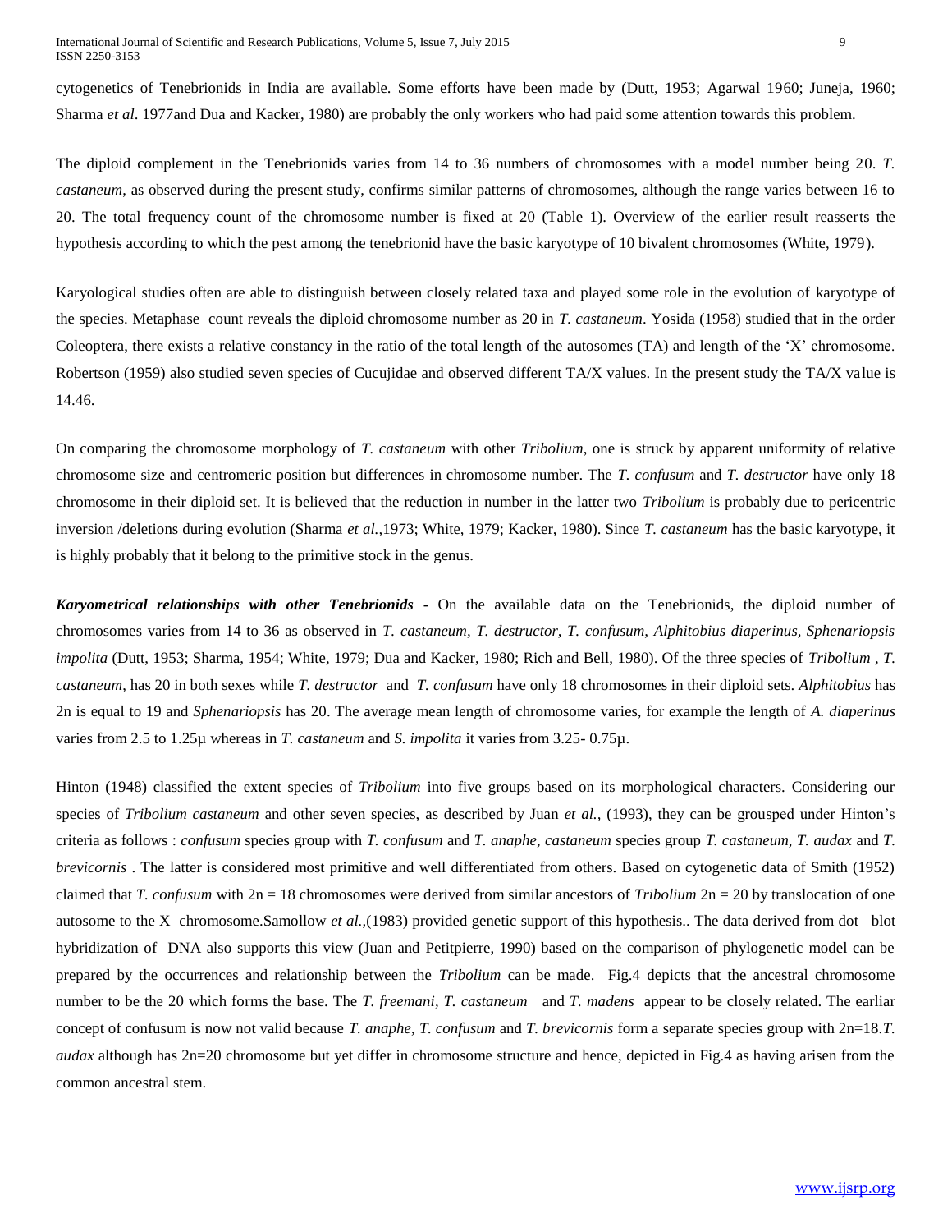cytogenetics of Tenebrionids in India are available. Some efforts have been made by (Dutt, 1953; Agarwal 1960; Juneja, 1960; Sharma *et al*. 1977and Dua and Kacker, 1980) are probably the only workers who had paid some attention towards this problem.

The diploid complement in the Tenebrionids varies from 14 to 36 numbers of chromosomes with a model number being 20. *T. castaneum*, as observed during the present study, confirms similar patterns of chromosomes, although the range varies between 16 to 20. The total frequency count of the chromosome number is fixed at 20 (Table 1). Overview of the earlier result reasserts the hypothesis according to which the pest among the tenebrionid have the basic karyotype of 10 bivalent chromosomes (White, 1979).

Karyological studies often are able to distinguish between closely related taxa and played some role in the evolution of karyotype of the species. Metaphase count reveals the diploid chromosome number as 20 in *T. castaneum*. Yosida (1958) studied that in the order Coleoptera, there exists a relative constancy in the ratio of the total length of the autosomes (TA) and length of the 'X' chromosome. Robertson (1959) also studied seven species of Cucujidae and observed different TA/X values. In the present study the TA/X value is 14.46.

On comparing the chromosome morphology of *T. castaneum* with other *Tribolium*, one is struck by apparent uniformity of relative chromosome size and centromeric position but differences in chromosome number. The *T. confusum* and *T. destructor* have only 18 chromosome in their diploid set. It is believed that the reduction in number in the latter two *Tribolium* is probably due to pericentric inversion /deletions during evolution (Sharma *et al.*,1973; White, 1979; Kacker, 1980). Since *T. castaneum* has the basic karyotype, it is highly probably that it belong to the primitive stock in the genus.

***Karyometrical relationships with other Tenebrionids*** - On the available data on the Tenebrionids, the diploid number of chromosomes varies from 14 to 36 as observed in *T. castaneum, T. destructor, T. confusum, Alphitobius diaperinus, Sphenariopsis impolita* (Dutt, 1953; Sharma, 1954; White, 1979; Dua and Kacker, 1980; Rich and Bell, 1980). Of the three species of *Tribolium* , *T. castaneum*, has 20 in both sexes while *T. destructor* and *T. confusum* have only 18 chromosomes in their diploid sets. *Alphitobius* has 2n is equal to 19 and *Sphenariopsis* has 20. The average mean length of chromosome varies, for example the length of *A. diaperinus* varies from 2.5 to 1.25µ whereas in *T. castaneum* and *S. impolita* it varies from 3.25- 0.75µ.

Hinton (1948) classified the extent species of *Tribolium* into five groups based on its morphological characters. Considering our species of *Tribolium castaneum* and other seven species, as described by Juan *et al.,* (1993), they can be grousped under Hinton's criteria as follows : *confusum* species group with *T. confusum* and *T. anaphe*, *castaneum* species group *T. castaneum, T. audax* and *T. brevicornis* . The latter is considered most primitive and well differentiated from others. Based on cytogenetic data of Smith (1952) claimed that *T. confusum* with 2n = 18 chromosomes were derived from similar ancestors of *Tribolium* 2n = 20 by translocation of one autosome to the X chromosome.Samollow *et al.*,(1983) provided genetic support of this hypothesis.. The data derived from dot –blot hybridization of DNA also supports this view (Juan and Petitpierre, 1990) based on the comparison of phylogenetic model can be prepared by the occurrences and relationship between the *Tribolium* can be made. Fig.4 depicts that the ancestral chromosome number to be the 20 which forms the base. The *T. freemani, T. castaneum* and *T. madens* appear to be closely related. The earliar concept of confusum is now not valid because *T. anaphe*, *T. confusum* and *T. brevicornis* form a separate species group with 2n=18.*T. audax* although has 2n=20 chromosome but yet differ in chromosome structure and hence, depicted in Fig.4 as having arisen from the common ancestral stem.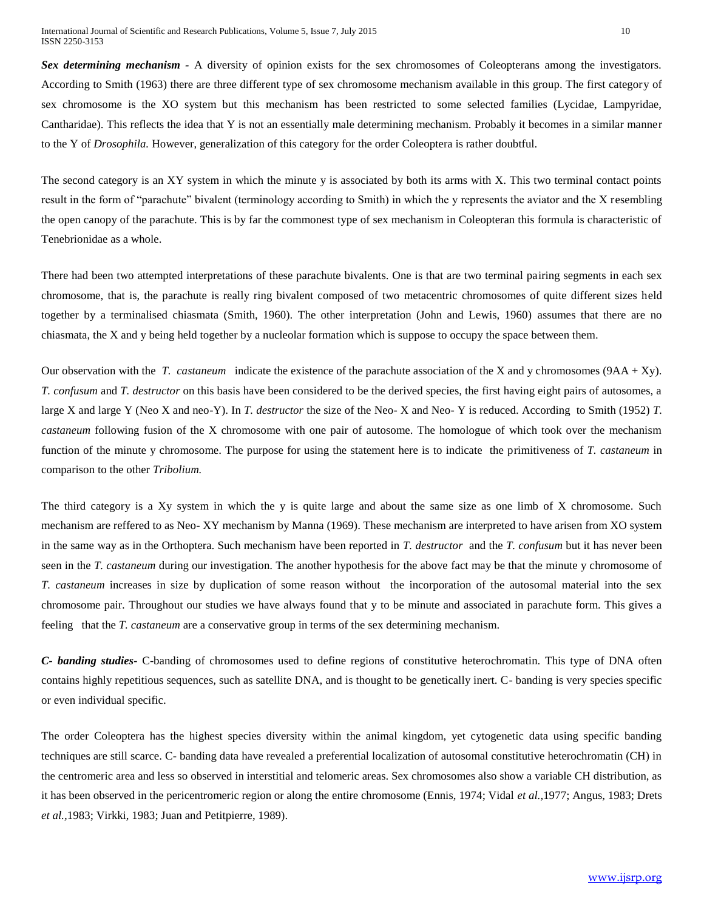***Sex determining mechanism*** - A diversity of opinion exists for the sex chromosomes of Coleopterans among the investigators. According to Smith (1963) there are three different type of sex chromosome mechanism available in this group. The first category of sex chromosome is the XO system but this mechanism has been restricted to some selected families (Lycidae, Lampyridae, Cantharidae). This reflects the idea that Y is not an essentially male determining mechanism. Probably it becomes in a similar manner to the Y of *Drosophila.* However, generalization of this category for the order Coleoptera is rather doubtful.

The second category is an XY system in which the minute y is associated by both its arms with X. This two terminal contact points result in the form of "parachute" bivalent (terminology according to Smith) in which the y represents the aviator and the X resembling the open canopy of the parachute. This is by far the commonest type of sex mechanism in Coleopteran this formula is characteristic of Tenebrionidae as a whole.

There had been two attempted interpretations of these parachute bivalents. One is that are two terminal pairing segments in each sex chromosome, that is, the parachute is really ring bivalent composed of two metacentric chromosomes of quite different sizes held together by a terminalised chiasmata (Smith, 1960). The other interpretation (John and Lewis, 1960) assumes that there are no chiasmata, the X and y being held together by a nucleolar formation which is suppose to occupy the space between them.

Our observation with the *T. castaneum* indicate the existence of the parachute association of the X and y chromosomes (9AA + Xy). *T. confusum* and *T. destructor* on this basis have been considered to be the derived species, the first having eight pairs of autosomes, a large X and large Y (Neo X and neo-Y). In *T. destructor* the size of the Neo- X and Neo- Y is reduced. According to Smith (1952) *T. castaneum* following fusion of the X chromosome with one pair of autosome. The homologue of which took over the mechanism function of the minute y chromosome. The purpose for using the statement here is to indicate the primitiveness of *T. castaneum* in comparison to the other *Tribolium.*

The third category is a Xy system in which the y is quite large and about the same size as one limb of X chromosome. Such mechanism are reffered to as Neo- XY mechanism by Manna (1969). These mechanism are interpreted to have arisen from XO system in the same way as in the Orthoptera. Such mechanism have been reported in *T. destructor* and the *T. confusum* but it has never been seen in the *T. castaneum* during our investigation. The another hypothesis for the above fact may be that the minute y chromosome of *T. castaneum* increases in size by duplication of some reason without the incorporation of the autosomal material into the sex chromosome pair. Throughout our studies we have always found that y to be minute and associated in parachute form. This gives a feeling that the *T. castaneum* are a conservative group in terms of the sex determining mechanism.

***C- banding studies***- C-banding of chromosomes used to define regions of constitutive heterochromatin. This type of DNA often contains highly repetitious sequences, such as satellite DNA, and is thought to be genetically inert. C- banding is very species specific or even individual specific.

The order Coleoptera has the highest species diversity within the animal kingdom, yet cytogenetic data using specific banding techniques are still scarce. C- banding data have revealed a preferential localization of autosomal constitutive heterochromatin (CH) in the centromeric area and less so observed in interstitial and telomeric areas. Sex chromosomes also show a variable CH distribution, as it has been observed in the pericentromeric region or along the entire chromosome (Ennis, 1974; Vidal *et al.,*1977; Angus, 1983; Drets *et al.,*1983; Virkki, 1983; Juan and Petitpierre, 1989).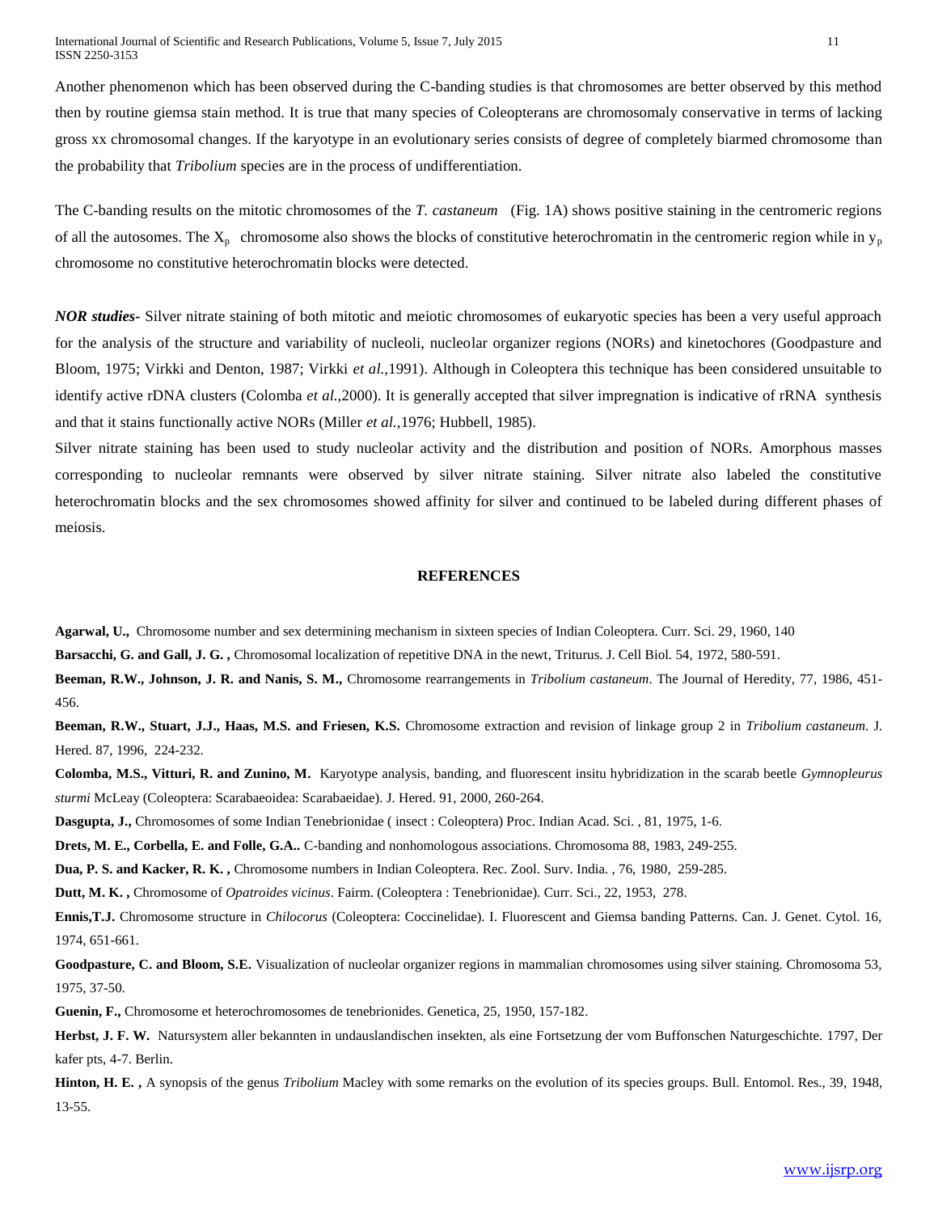Another phenomenon which has been observed during the C-banding studies is that chromosomes are better observed by this method then by routine giemsa stain method. It is true that many species of Coleopterans are chromosomaly conservative in terms of lacking gross xx chromosomal changes. If the karyotype in an evolutionary series consists of degree of completely biarmed chromosome than the probability that *Tribolium* species are in the process of undifferentiation.

The C-banding results on the mitotic chromosomes of the *T. castaneum* (Fig. 1A) shows positive staining in the centromeric regions of all the autosomes. The $X_p$ chromosome also shows the blocks of constitutive heterochromatin in the centromeric region while in $y_p$ chromosome no constitutive heterochromatin blocks were detected.

***NOR studies-*** Silver nitrate staining of both mitotic and meiotic chromosomes of eukaryotic species has been a very useful approach for the analysis of the structure and variability of nucleoli, nucleolar organizer regions (NORs) and kinetochores (Goodpasture and Bloom, 1975; Virkki and Denton, 1987; Virkki *et al.*,1991). Although in Coleoptera this technique has been considered unsuitable to identify active rDNA clusters (Colomba *et al.*,2000). It is generally accepted that silver impregnation is indicative of rRNA synthesis and that it stains functionally active NORs (Miller *et al.*,1976; Hubbell, 1985).

Silver nitrate staining has been used to study nucleolar activity and the distribution and position of NORs. Amorphous masses corresponding to nucleolar remnants were observed by silver nitrate staining. Silver nitrate also labeled the constitutive heterochromatin blocks and the sex chromosomes showed affinity for silver and continued to be labeled during different phases of meiosis.

## REFERENCES

**Agarwal, U.,** Chromosome number and sex determining mechanism in sixteen species of Indian Coleoptera. Curr. Sci. 29, 1960, 140

**Barsacchi, G. and Gall, J. G. ,** Chromosomal localization of repetitive DNA in the newt, Triturus. J. Cell Biol. 54, 1972, 580-591.

**Beeman, R.W., Johnson, J. R. and Nanis, S. M.,** Chromosome rearrangements in *Tribolium castaneum*. The Journal of Heredity, 77, 1986, 451-456.

**Beeman, R.W., Stuart, J.J., Haas, M.S. and Friesen, K.S.** Chromosome extraction and revision of linkage group 2 in *Tribolium castaneum*. J. Hered. 87, 1996, 224-232.

**Colomba, M.S., Vitturi, R. and Zunino, M.** Karyotype analysis, banding, and fluorescent insitu hybridization in the scarab beetle *Gymnopleurus sturmi* McLeay (Coleoptera: Scarabaeoidea: Scarabaeidae). J. Hered. 91, 2000, 260-264.

**Dasgupta, J.,** Chromosomes of some Indian Tenebrionidae ( insect : Coleoptera) Proc. Indian Acad. Sci. , 81, 1975, 1-6.

**Drets, M. E., Corbella, E. and Folle, G.A..** C-banding and nonhomologous associations. Chromosoma 88, 1983, 249-255.

**Dua, P. S. and Kacker, R. K. ,** Chromosome numbers in Indian Coleoptera. Rec. Zool. Surv. India. , 76, 1980, 259-285.

**Dutt, M. K. ,** Chromosome of *Opatroides vicinus*. Fairm. (Coleoptera : Tenebrionidae). Curr. Sci., 22, 1953, 278.

**Ennis,T.J.** Chromosome structure in *Chilocorus* (Coleoptera: Coccinelidae). I. Fluorescent and Giemsa banding Patterns. Can. J. Genet. Cytol. 16, 1974, 651-661.

**Goodpasture, C. and Bloom, S.E.** Visualization of nucleolar organizer regions in mammalian chromosomes using silver staining. Chromosoma 53, 1975, 37-50.

**Guenin, F.,** Chromosome et heterochromosomes de tenebrionides. Genetica, 25, 1950, 157-182.

**Herbst, J. F. W.** Natursystem aller bekannten in undauslandischen insekten, als eine Fortsetzung der vom Buffonschen Naturgeschichte. 1797, Der kafer pts, 4-7. Berlin.

**Hinton, H. E. ,** A synopsis of the genus *Tribolium* Macley with some remarks on the evolution of its species groups. Bull. Entomol. Res., 39, 1948, 13-55.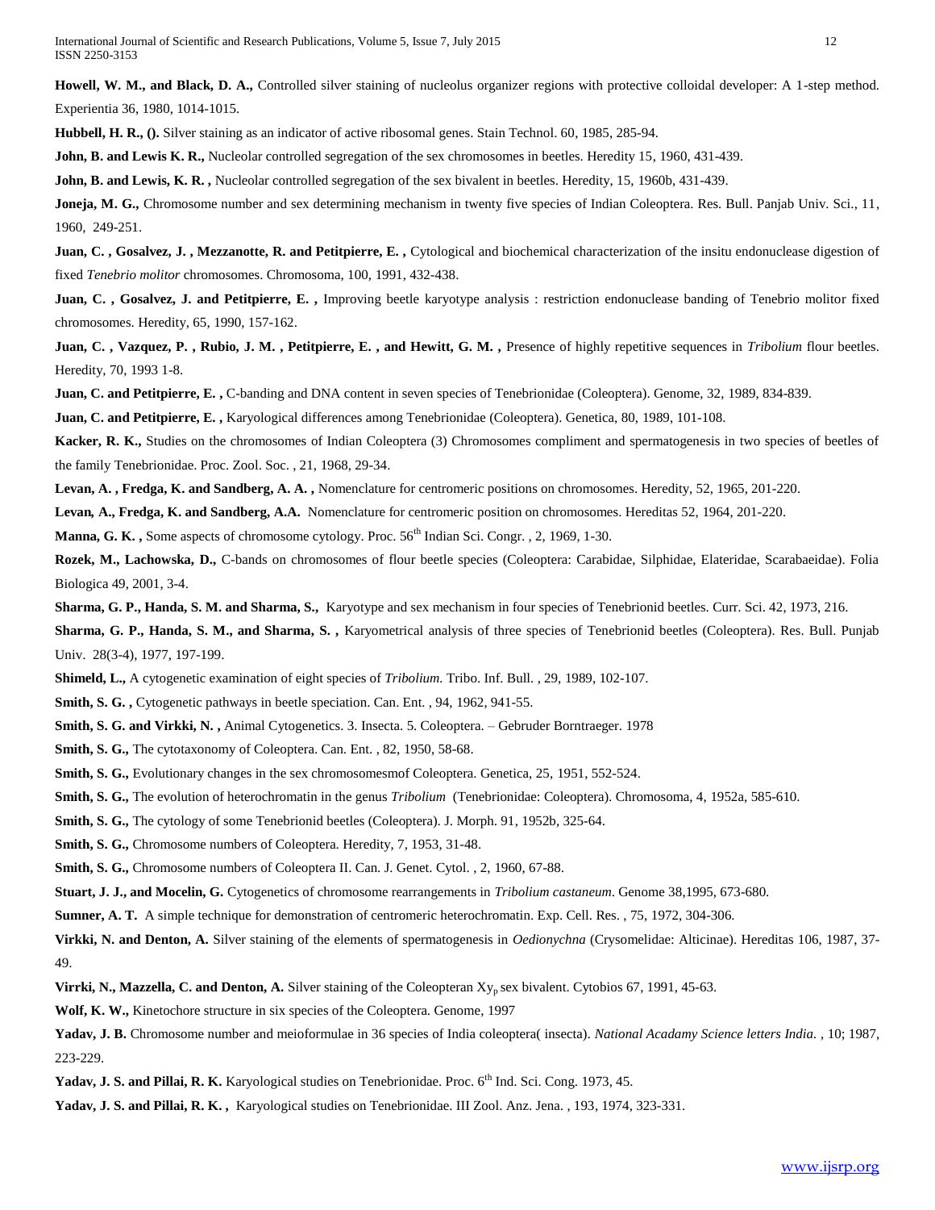**Howell, W. M., and Black, D. A.,** Controlled silver staining of nucleolus organizer regions with protective colloidal developer: A 1-step method. Experientia 36, 1980, 1014-1015.

**Hubbell, H. R., ().** Silver staining as an indicator of active ribosomal genes. Stain Technol. 60, 1985, 285-94.

**John, B. and Lewis K. R.,** Nucleolar controlled segregation of the sex chromosomes in beetles. Heredity 15, 1960, 431-439.

**John, B. and Lewis, K. R. ,** Nucleolar controlled segregation of the sex bivalent in beetles. Heredity, 15, 1960b, 431-439.

**Joneja, M. G.,** Chromosome number and sex determining mechanism in twenty five species of Indian Coleoptera. Res. Bull. Panjab Univ. Sci., 11, 1960, 249-251.

**Juan, C. , Gosalvez, J. , Mezzanotte, R. and Petitpierre, E. ,** Cytological and biochemical characterization of the insitu endonuclease digestion of fixed *Tenebrio molitor* chromosomes. Chromosoma, 100, 1991, 432-438.

**Juan, C. , Gosalvez, J. and Petitpierre, E. ,** Improving beetle karyotype analysis : restriction endonuclease banding of Tenebrio molitor fixed chromosomes. Heredity, 65, 1990, 157-162.

**Juan, C. , Vazquez, P. , Rubio, J. M. , Petitpierre, E. , and Hewitt, G. M. ,** Presence of highly repetitive sequences in *Tribolium* flour beetles. Heredity, 70, 1993 1-8.

**Juan, C. and Petitpierre, E. ,** C-banding and DNA content in seven species of Tenebrionidae (Coleoptera). Genome, 32, 1989, 834-839.

**Juan, C. and Petitpierre, E. ,** Karyological differences among Tenebrionidae (Coleoptera). Genetica, 80, 1989, 101-108.

**Kacker, R. K.,** Studies on the chromosomes of Indian Coleoptera (3) Chromosomes compliment and spermatogenesis in two species of beetles of the family Tenebrionidae. Proc. Zool. Soc. , 21, 1968, 29-34.

**Levan, A. , Fredga, K. and Sandberg, A. A. ,** Nomenclature for centromeric positions on chromosomes. Heredity, 52, 1965, 201-220.

**Levan, A., Fredga, K. and Sandberg, A.A.** Nomenclature for centromeric position on chromosomes. Hereditas 52, 1964, 201-220.

**Manna, G. K. ,** Some aspects of chromosome cytology. Proc. 56[th] Indian Sci. Congr. , 2, 1969, 1-30.

**Rozek, M., Lachowska, D.,** C-bands on chromosomes of flour beetle species (Coleoptera: Carabidae, Silphidae, Elateridae, Scarabaeidae). Folia Biologica 49, 2001, 3-4.

**Sharma, G. P., Handa, S. M. and Sharma, S.,** Karyotype and sex mechanism in four species of Tenebrionid beetles. Curr. Sci. 42, 1973, 216.

**Sharma, G. P., Handa, S. M., and Sharma, S. ,** Karyometrical analysis of three species of Tenebrionid beetles (Coleoptera). Res. Bull. Punjab Univ. 28(3-4), 1977, 197-199.

**Shimeld, L.,** A cytogenetic examination of eight species of *Tribolium.* Tribo. Inf. Bull. , 29, 1989, 102-107.

**Smith, S. G. ,** Cytogenetic pathways in beetle speciation. Can. Ent. , 94, 1962, 941-55.

**Smith, S. G. and Virkki, N. ,** Animal Cytogenetics. 3. Insecta. 5. Coleoptera. – Gebruder Borntraeger. 1978

**Smith, S. G.,** The cytotaxonomy of Coleoptera. Can. Ent. , 82, 1950, 58-68.

**Smith, S. G.,** Evolutionary changes in the sex chromosomesmof Coleoptera. Genetica, 25, 1951, 552-524.

**Smith, S. G.,** The evolution of heterochromatin in the genus *Tribolium* (Tenebrionidae: Coleoptera). Chromosoma, 4, 1952a, 585-610.

**Smith, S. G.,** The cytology of some Tenebrionid beetles (Coleoptera). J. Morph. 91, 1952b, 325-64.

**Smith, S. G.,** Chromosome numbers of Coleoptera. Heredity, 7, 1953, 31-48.

**Smith, S. G.,** Chromosome numbers of Coleoptera II. Can. J. Genet. Cytol. , 2, 1960, 67-88.

**Stuart, J. J., and Mocelin, G.** Cytogenetics of chromosome rearrangements in *Tribolium castaneum*. Genome 38,1995, 673-680.

**Sumner, A. T.** A simple technique for demonstration of centromeric heterochromatin. Exp. Cell. Res. , 75, 1972, 304-306.

**Virkki, N. and Denton, A.** Silver staining of the elements of spermatogenesis in *Oedionychna* (Crysomelidae: Alticinae). Hereditas 106, 1987, 37-49.

**Virrki, N., Mazzella, C. and Denton, A.** Silver staining of the Coleopteran $Xy_p$ sex bivalent. Cytobios 67, 1991, 45-63.

**Wolf, K. W.,** Kinetochore structure in six species of the Coleoptera. Genome, 1997

**Yadav, J. B.** Chromosome number and meioformulae in 36 species of India coleoptera( insecta). *National Acadamy Science letters India.* , 10; 1987, 223-229.

**Yadav, J. S. and Pillai, R. K.** Karyological studies on Tenebrionidae. Proc. 6[th] Ind. Sci. Cong. 1973, 45.

**Yadav, J. S. and Pillai, R. K. ,** Karyological studies on Tenebrionidae. III Zool. Anz. Jena. , 193, 1974, 323-331.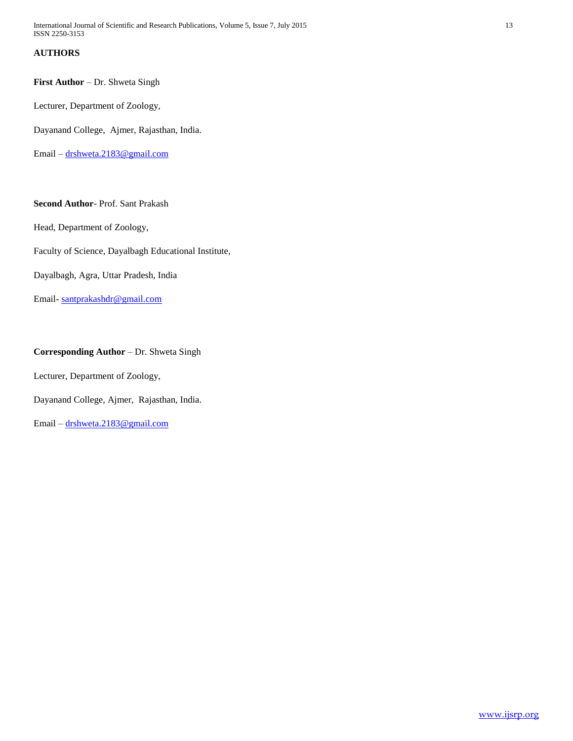## AUTHORS

**First Author** – Dr. Shweta Singh

Lecturer, Department of Zoology,

Dayanand College, Ajmer, Rajasthan, India.

Email – drshweta.2183@gmail.com

**Second Author**- Prof. Sant Prakash

Head, Department of Zoology,

Faculty of Science, Dayalbagh Educational Institute,

Dayalbagh, Agra, Uttar Pradesh, India

Email- santprakashdr@gmail.com

**Corresponding Author** – Dr. Shweta Singh

Lecturer, Department of Zoology,

Dayanand College, Ajmer, Rajasthan, India.

Email – drshweta.2183@gmail.com